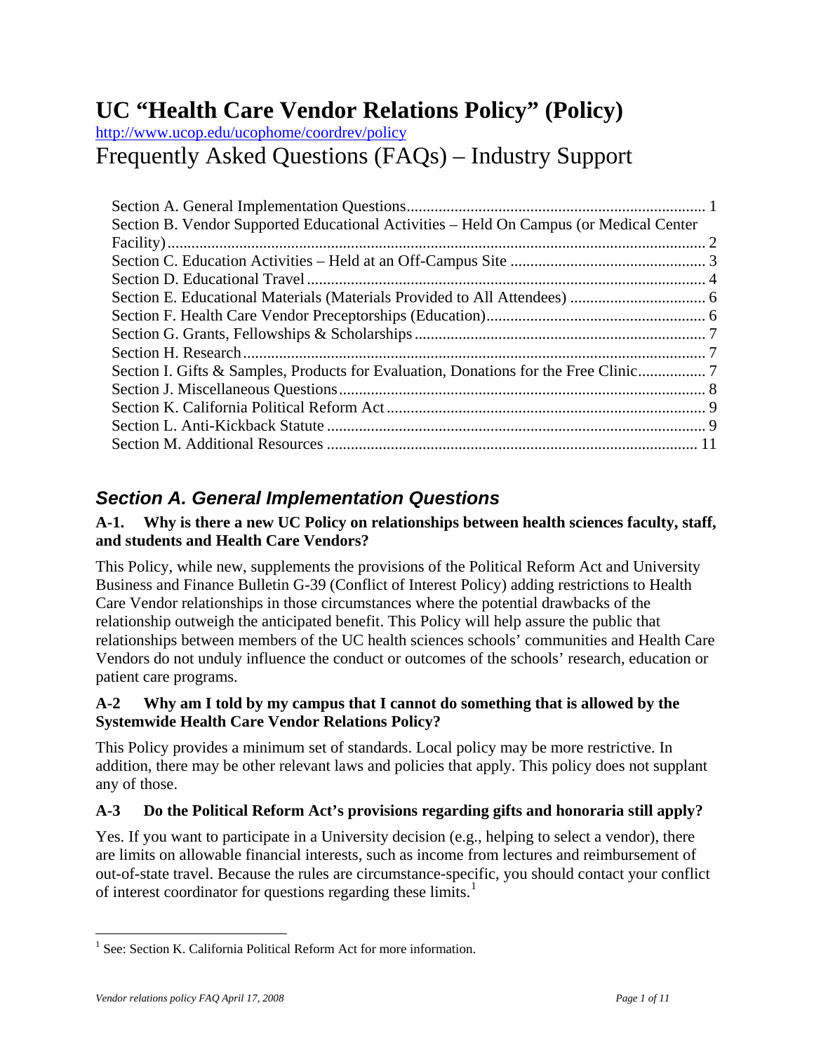# UC "Health Care Vendor Relations Policy" (Policy)

http://www.ucop.edu/ucophome/coordrev/policy

# Frequently Asked Questions (FAQs) – Industry Support

- Section A. General Implementation Questions .......... 1
- Section B. Vendor Supported Educational Activities – Held On Campus (or Medical Center Facility) .......... 2
- Section C. Education Activities – Held at an Off-Campus Site .......... 3
- Section D. Educational Travel .......... 4
- Section E. Educational Materials (Materials Provided to All Attendees) .......... 6
- Section F. Health Care Vendor Preceptorships (Education) .......... 6
- Section G. Grants, Fellowships & Scholarships .......... 7
- Section H. Research .......... 7
- Section I. Gifts & Samples, Products for Evaluation, Donations for the Free Clinic .......... 7
- Section J. Miscellaneous Questions .......... 8
- Section K. California Political Reform Act .......... 9
- Section L. Anti-Kickback Statute .......... 9
- Section M. Additional Resources .......... 11

## *Section A. General Implementation Questions*

### A-1. Why is there a new UC Policy on relationships between health sciences faculty, staff, and students and Health Care Vendors?

This Policy, while new, supplements the provisions of the Political Reform Act and University Business and Finance Bulletin G-39 (Conflict of Interest Policy) adding restrictions to Health Care Vendor relationships in those circumstances where the potential drawbacks of the relationship outweigh the anticipated benefit. This Policy will help assure the public that relationships between members of the UC health sciences schools' communities and Health Care Vendors do not unduly influence the conduct or outcomes of the schools' research, education or patient care programs.

### A-2 Why am I told by my campus that I cannot do something that is allowed by the Systemwide Health Care Vendor Relations Policy?

This Policy provides a minimum set of standards. Local policy may be more restrictive. In addition, there may be other relevant laws and policies that apply. This policy does not supplant any of those.

### A-3 Do the Political Reform Act's provisions regarding gifts and honoraria still apply?

Yes. If you want to participate in a University decision (e.g., helping to select a vendor), there are limits on allowable financial interests, such as income from lectures and reimbursement of out-of-state travel. Because the rules are circumstance-specific, you should contact your conflict of interest coordinator for questions regarding these limits.[1]

---

[1] See: Section K. California Political Reform Act for more information.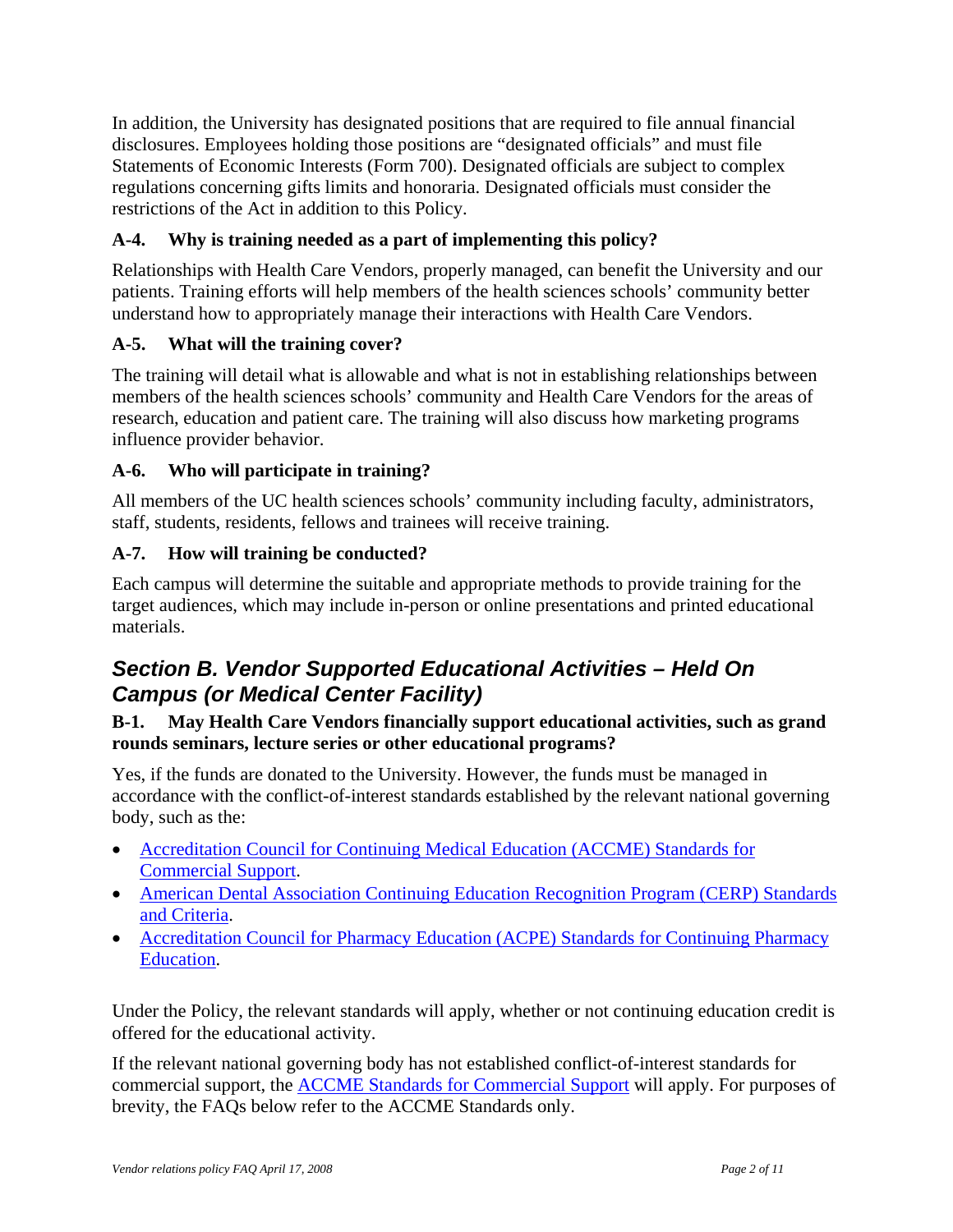In addition, the University has designated positions that are required to file annual financial disclosures. Employees holding those positions are "designated officials" and must file Statements of Economic Interests (Form 700). Designated officials are subject to complex regulations concerning gifts limits and honoraria. Designated officials must consider the restrictions of the Act in addition to this Policy.

### A-4. Why is training needed as a part of implementing this policy?

Relationships with Health Care Vendors, properly managed, can benefit the University and our patients. Training efforts will help members of the health sciences schools' community better understand how to appropriately manage their interactions with Health Care Vendors.

### A-5. What will the training cover?

The training will detail what is allowable and what is not in establishing relationships between members of the health sciences schools' community and Health Care Vendors for the areas of research, education and patient care. The training will also discuss how marketing programs influence provider behavior.

### A-6. Who will participate in training?

All members of the UC health sciences schools' community including faculty, administrators, staff, students, residents, fellows and trainees will receive training.

### A-7. How will training be conducted?

Each campus will determine the suitable and appropriate methods to provide training for the target audiences, which may include in-person or online presentations and printed educational materials.

## *Section B. Vendor Supported Educational Activities – Held On Campus (or Medical Center Facility)*

### B-1. May Health Care Vendors financially support educational activities, such as grand rounds seminars, lecture series or other educational programs?

Yes, if the funds are donated to the University. However, the funds must be managed in accordance with the conflict-of-interest standards established by the relevant national governing body, such as the:

- Accreditation Council for Continuing Medical Education (ACCME) Standards for Commercial Support.
- American Dental Association Continuing Education Recognition Program (CERP) Standards and Criteria.
- Accreditation Council for Pharmacy Education (ACPE) Standards for Continuing Pharmacy Education.

Under the Policy, the relevant standards will apply, whether or not continuing education credit is offered for the educational activity.

If the relevant national governing body has not established conflict-of-interest standards for commercial support, the ACCME Standards for Commercial Support will apply. For purposes of brevity, the FAQs below refer to the ACCME Standards only.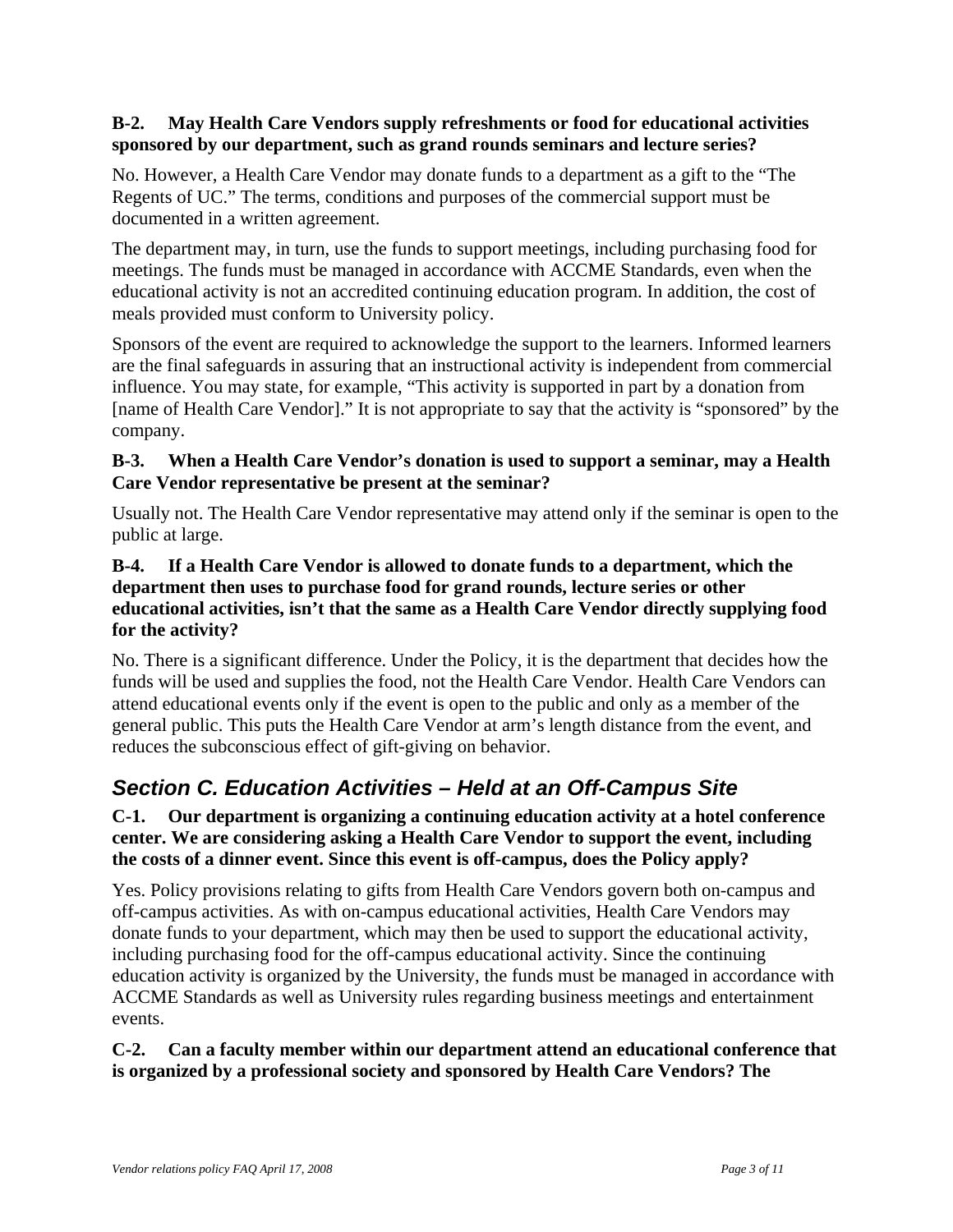**B-2. May Health Care Vendors supply refreshments or food for educational activities sponsored by our department, such as grand rounds seminars and lecture series?**

No. However, a Health Care Vendor may donate funds to a department as a gift to the "The Regents of UC." The terms, conditions and purposes of the commercial support must be documented in a written agreement.

The department may, in turn, use the funds to support meetings, including purchasing food for meetings. The funds must be managed in accordance with ACCME Standards, even when the educational activity is not an accredited continuing education program. In addition, the cost of meals provided must conform to University policy.

Sponsors of the event are required to acknowledge the support to the learners. Informed learners are the final safeguards in assuring that an instructional activity is independent from commercial influence. You may state, for example, "This activity is supported in part by a donation from [name of Health Care Vendor]." It is not appropriate to say that the activity is "sponsored" by the company.

**B-3. When a Health Care Vendor's donation is used to support a seminar, may a Health Care Vendor representative be present at the seminar?**

Usually not. The Health Care Vendor representative may attend only if the seminar is open to the public at large.

**B-4. If a Health Care Vendor is allowed to donate funds to a department, which the department then uses to purchase food for grand rounds, lecture series or other educational activities, isn't that the same as a Health Care Vendor directly supplying food for the activity?**

No. There is a significant difference. Under the Policy, it is the department that decides how the funds will be used and supplies the food, not the Health Care Vendor. Health Care Vendors can attend educational events only if the event is open to the public and only as a member of the general public. This puts the Health Care Vendor at arm's length distance from the event, and reduces the subconscious effect of gift-giving on behavior.

## *Section C. Education Activities – Held at an Off-Campus Site*

**C-1. Our department is organizing a continuing education activity at a hotel conference center. We are considering asking a Health Care Vendor to support the event, including the costs of a dinner event. Since this event is off-campus, does the Policy apply?**

Yes. Policy provisions relating to gifts from Health Care Vendors govern both on-campus and off-campus activities. As with on-campus educational activities, Health Care Vendors may donate funds to your department, which may then be used to support the educational activity, including purchasing food for the off-campus educational activity. Since the continuing education activity is organized by the University, the funds must be managed in accordance with ACCME Standards as well as University rules regarding business meetings and entertainment events.

**C-2. Can a faculty member within our department attend an educational conference that is organized by a professional society and sponsored by Health Care Vendors? The**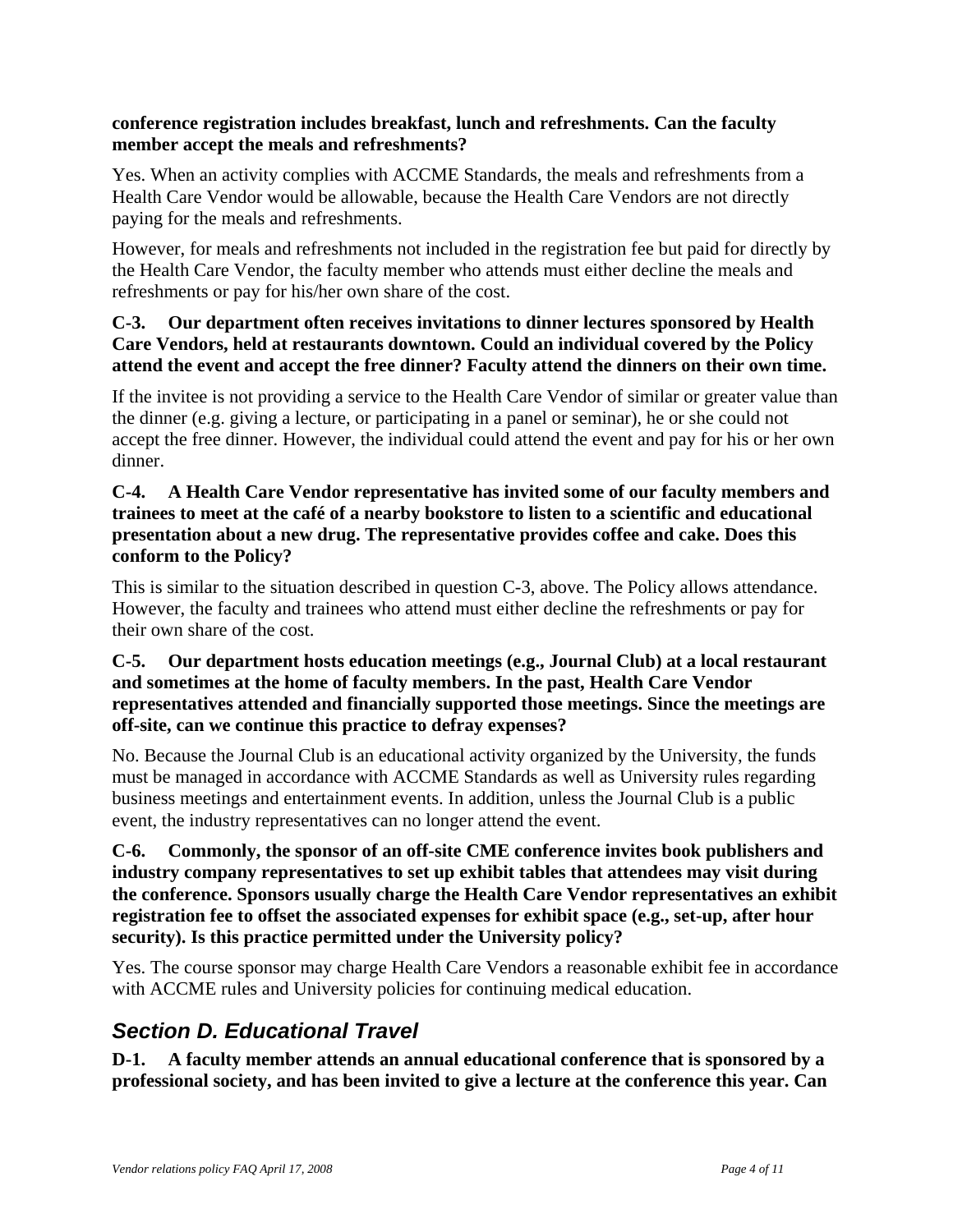**conference registration includes breakfast, lunch and refreshments. Can the faculty member accept the meals and refreshments?**

Yes. When an activity complies with ACCME Standards, the meals and refreshments from a Health Care Vendor would be allowable, because the Health Care Vendors are not directly paying for the meals and refreshments.

However, for meals and refreshments not included in the registration fee but paid for directly by the Health Care Vendor, the faculty member who attends must either decline the meals and refreshments or pay for his/her own share of the cost.

**C-3. Our department often receives invitations to dinner lectures sponsored by Health Care Vendors, held at restaurants downtown. Could an individual covered by the Policy attend the event and accept the free dinner? Faculty attend the dinners on their own time.**

If the invitee is not providing a service to the Health Care Vendor of similar or greater value than the dinner (e.g. giving a lecture, or participating in a panel or seminar), he or she could not accept the free dinner. However, the individual could attend the event and pay for his or her own dinner.

**C-4. A Health Care Vendor representative has invited some of our faculty members and trainees to meet at the café of a nearby bookstore to listen to a scientific and educational presentation about a new drug. The representative provides coffee and cake. Does this conform to the Policy?**

This is similar to the situation described in question C-3, above. The Policy allows attendance. However, the faculty and trainees who attend must either decline the refreshments or pay for their own share of the cost.

**C-5. Our department hosts education meetings (e.g., Journal Club) at a local restaurant and sometimes at the home of faculty members. In the past, Health Care Vendor representatives attended and financially supported those meetings. Since the meetings are off-site, can we continue this practice to defray expenses?**

No. Because the Journal Club is an educational activity organized by the University, the funds must be managed in accordance with ACCME Standards as well as University rules regarding business meetings and entertainment events. In addition, unless the Journal Club is a public event, the industry representatives can no longer attend the event.

**C-6. Commonly, the sponsor of an off-site CME conference invites book publishers and industry company representatives to set up exhibit tables that attendees may visit during the conference. Sponsors usually charge the Health Care Vendor representatives an exhibit registration fee to offset the associated expenses for exhibit space (e.g., set-up, after hour security). Is this practice permitted under the University policy?**

Yes. The course sponsor may charge Health Care Vendors a reasonable exhibit fee in accordance with ACCME rules and University policies for continuing medical education.

## *Section D. Educational Travel*

**D-1. A faculty member attends an annual educational conference that is sponsored by a professional society, and has been invited to give a lecture at the conference this year. Can**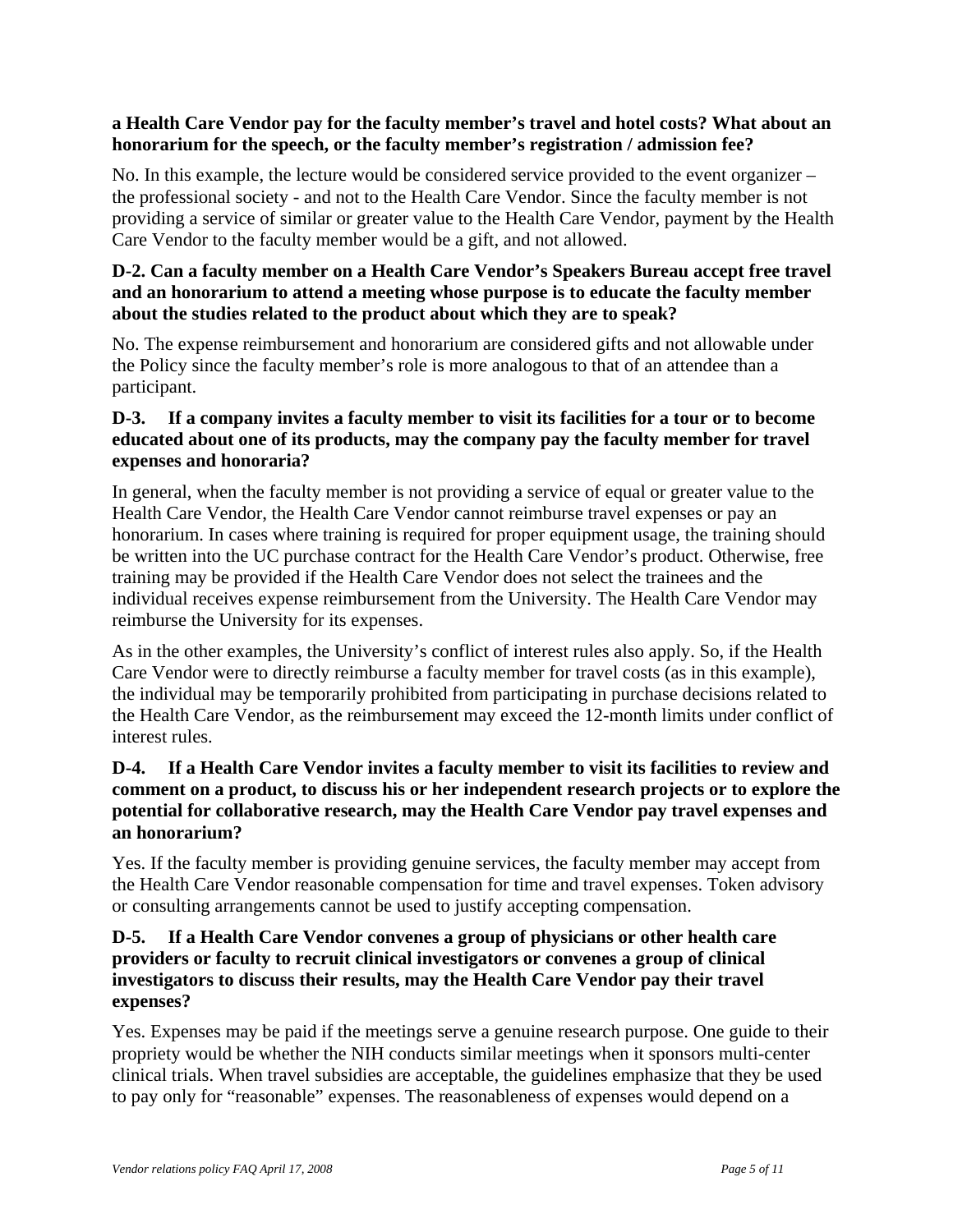**a Health Care Vendor pay for the faculty member's travel and hotel costs? What about an honorarium for the speech, or the faculty member's registration / admission fee?**

No. In this example, the lecture would be considered service provided to the event organizer – the professional society - and not to the Health Care Vendor. Since the faculty member is not providing a service of similar or greater value to the Health Care Vendor, payment by the Health Care Vendor to the faculty member would be a gift, and not allowed.

**D-2. Can a faculty member on a Health Care Vendor's Speakers Bureau accept free travel and an honorarium to attend a meeting whose purpose is to educate the faculty member about the studies related to the product about which they are to speak?**

No. The expense reimbursement and honorarium are considered gifts and not allowable under the Policy since the faculty member's role is more analogous to that of an attendee than a participant.

**D-3. If a company invites a faculty member to visit its facilities for a tour or to become educated about one of its products, may the company pay the faculty member for travel expenses and honoraria?**

In general, when the faculty member is not providing a service of equal or greater value to the Health Care Vendor, the Health Care Vendor cannot reimburse travel expenses or pay an honorarium. In cases where training is required for proper equipment usage, the training should be written into the UC purchase contract for the Health Care Vendor's product. Otherwise, free training may be provided if the Health Care Vendor does not select the trainees and the individual receives expense reimbursement from the University. The Health Care Vendor may reimburse the University for its expenses.

As in the other examples, the University's conflict of interest rules also apply. So, if the Health Care Vendor were to directly reimburse a faculty member for travel costs (as in this example), the individual may be temporarily prohibited from participating in purchase decisions related to the Health Care Vendor, as the reimbursement may exceed the 12-month limits under conflict of interest rules.

**D-4. If a Health Care Vendor invites a faculty member to visit its facilities to review and comment on a product, to discuss his or her independent research projects or to explore the potential for collaborative research, may the Health Care Vendor pay travel expenses and an honorarium?**

Yes. If the faculty member is providing genuine services, the faculty member may accept from the Health Care Vendor reasonable compensation for time and travel expenses. Token advisory or consulting arrangements cannot be used to justify accepting compensation.

**D-5. If a Health Care Vendor convenes a group of physicians or other health care providers or faculty to recruit clinical investigators or convenes a group of clinical investigators to discuss their results, may the Health Care Vendor pay their travel expenses?**

Yes. Expenses may be paid if the meetings serve a genuine research purpose. One guide to their propriety would be whether the NIH conducts similar meetings when it sponsors multi-center clinical trials. When travel subsidies are acceptable, the guidelines emphasize that they be used to pay only for "reasonable" expenses. The reasonableness of expenses would depend on a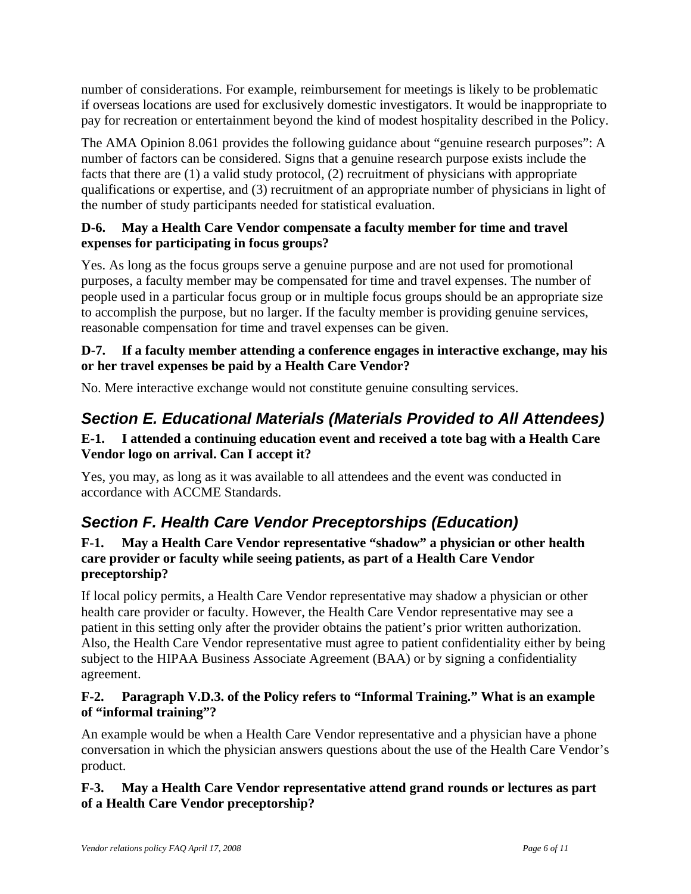number of considerations. For example, reimbursement for meetings is likely to be problematic if overseas locations are used for exclusively domestic investigators. It would be inappropriate to pay for recreation or entertainment beyond the kind of modest hospitality described in the Policy.

The AMA Opinion 8.061 provides the following guidance about "genuine research purposes": A number of factors can be considered. Signs that a genuine research purpose exists include the facts that there are (1) a valid study protocol, (2) recruitment of physicians with appropriate qualifications or expertise, and (3) recruitment of an appropriate number of physicians in light of the number of study participants needed for statistical evaluation.

**D-6. May a Health Care Vendor compensate a faculty member for time and travel expenses for participating in focus groups?**

Yes. As long as the focus groups serve a genuine purpose and are not used for promotional purposes, a faculty member may be compensated for time and travel expenses. The number of people used in a particular focus group or in multiple focus groups should be an appropriate size to accomplish the purpose, but no larger. If the faculty member is providing genuine services, reasonable compensation for time and travel expenses can be given.

**D-7. If a faculty member attending a conference engages in interactive exchange, may his or her travel expenses be paid by a Health Care Vendor?**

No. Mere interactive exchange would not constitute genuine consulting services.

## *Section E. Educational Materials (Materials Provided to All Attendees)*

**E-1. I attended a continuing education event and received a tote bag with a Health Care Vendor logo on arrival. Can I accept it?**

Yes, you may, as long as it was available to all attendees and the event was conducted in accordance with ACCME Standards.

## *Section F. Health Care Vendor Preceptorships (Education)*

**F-1. May a Health Care Vendor representative "shadow" a physician or other health care provider or faculty while seeing patients, as part of a Health Care Vendor preceptorship?**

If local policy permits, a Health Care Vendor representative may shadow a physician or other health care provider or faculty. However, the Health Care Vendor representative may see a patient in this setting only after the provider obtains the patient's prior written authorization. Also, the Health Care Vendor representative must agree to patient confidentiality either by being subject to the HIPAA Business Associate Agreement (BAA) or by signing a confidentiality agreement.

**F-2. Paragraph V.D.3. of the Policy refers to "Informal Training." What is an example of "informal training"?**

An example would be when a Health Care Vendor representative and a physician have a phone conversation in which the physician answers questions about the use of the Health Care Vendor's product.

**F-3. May a Health Care Vendor representative attend grand rounds or lectures as part of a Health Care Vendor preceptorship?**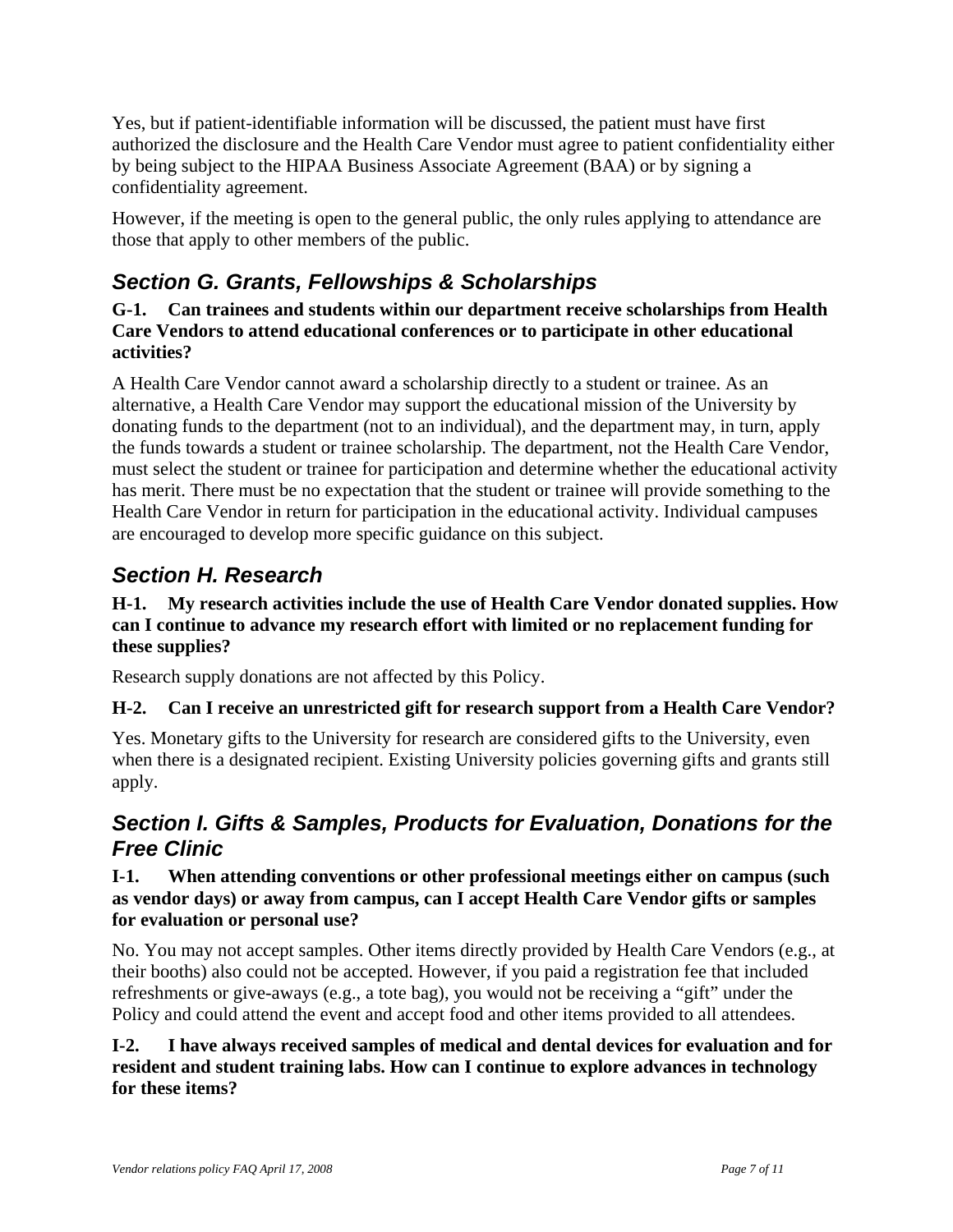Yes, but if patient-identifiable information will be discussed, the patient must have first authorized the disclosure and the Health Care Vendor must agree to patient confidentiality either by being subject to the HIPAA Business Associate Agreement (BAA) or by signing a confidentiality agreement.

However, if the meeting is open to the general public, the only rules applying to attendance are those that apply to other members of the public.

## *Section G. Grants, Fellowships & Scholarships*

**G-1. Can trainees and students within our department receive scholarships from Health Care Vendors to attend educational conferences or to participate in other educational activities?**

A Health Care Vendor cannot award a scholarship directly to a student or trainee. As an alternative, a Health Care Vendor may support the educational mission of the University by donating funds to the department (not to an individual), and the department may, in turn, apply the funds towards a student or trainee scholarship. The department, not the Health Care Vendor, must select the student or trainee for participation and determine whether the educational activity has merit. There must be no expectation that the student or trainee will provide something to the Health Care Vendor in return for participation in the educational activity. Individual campuses are encouraged to develop more specific guidance on this subject.

## *Section H. Research*

**H-1. My research activities include the use of Health Care Vendor donated supplies. How can I continue to advance my research effort with limited or no replacement funding for these supplies?**

Research supply donations are not affected by this Policy.

**H-2. Can I receive an unrestricted gift for research support from a Health Care Vendor?**

Yes. Monetary gifts to the University for research are considered gifts to the University, even when there is a designated recipient. Existing University policies governing gifts and grants still apply.

## *Section I. Gifts & Samples, Products for Evaluation, Donations for the Free Clinic*

**I-1. When attending conventions or other professional meetings either on campus (such as vendor days) or away from campus, can I accept Health Care Vendor gifts or samples for evaluation or personal use?**

No. You may not accept samples. Other items directly provided by Health Care Vendors (e.g., at their booths) also could not be accepted. However, if you paid a registration fee that included refreshments or give-aways (e.g., a tote bag), you would not be receiving a "gift" under the Policy and could attend the event and accept food and other items provided to all attendees.

**I-2. I have always received samples of medical and dental devices for evaluation and for resident and student training labs. How can I continue to explore advances in technology for these items?**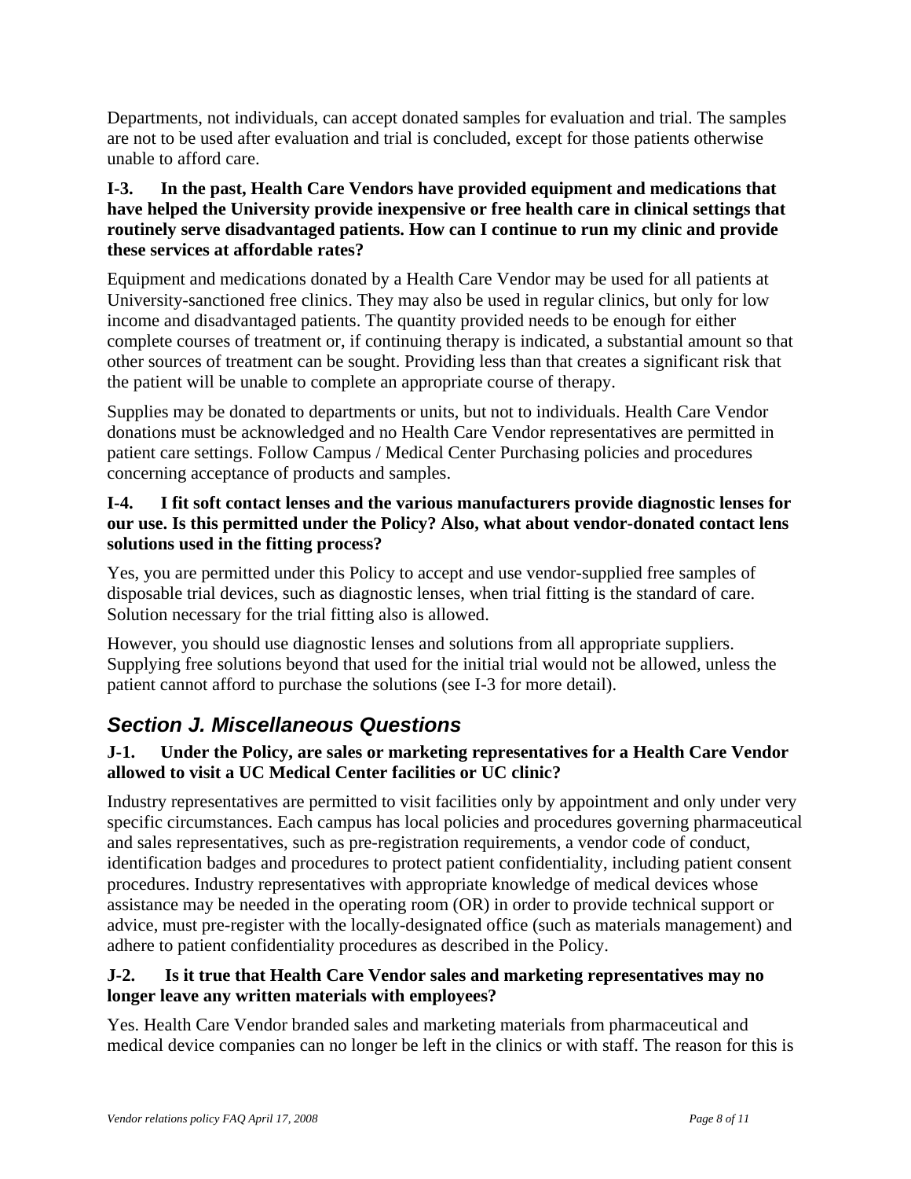Departments, not individuals, can accept donated samples for evaluation and trial. The samples are not to be used after evaluation and trial is concluded, except for those patients otherwise unable to afford care.

**I-3. In the past, Health Care Vendors have provided equipment and medications that have helped the University provide inexpensive or free health care in clinical settings that routinely serve disadvantaged patients. How can I continue to run my clinic and provide these services at affordable rates?**

Equipment and medications donated by a Health Care Vendor may be used for all patients at University-sanctioned free clinics. They may also be used in regular clinics, but only for low income and disadvantaged patients. The quantity provided needs to be enough for either complete courses of treatment or, if continuing therapy is indicated, a substantial amount so that other sources of treatment can be sought. Providing less than that creates a significant risk that the patient will be unable to complete an appropriate course of therapy.

Supplies may be donated to departments or units, but not to individuals. Health Care Vendor donations must be acknowledged and no Health Care Vendor representatives are permitted in patient care settings. Follow Campus / Medical Center Purchasing policies and procedures concerning acceptance of products and samples.

**I-4. I fit soft contact lenses and the various manufacturers provide diagnostic lenses for our use. Is this permitted under the Policy? Also, what about vendor-donated contact lens solutions used in the fitting process?**

Yes, you are permitted under this Policy to accept and use vendor-supplied free samples of disposable trial devices, such as diagnostic lenses, when trial fitting is the standard of care. Solution necessary for the trial fitting also is allowed.

However, you should use diagnostic lenses and solutions from all appropriate suppliers. Supplying free solutions beyond that used for the initial trial would not be allowed, unless the patient cannot afford to purchase the solutions (see I-3 for more detail).

## *Section J. Miscellaneous Questions*

**J-1. Under the Policy, are sales or marketing representatives for a Health Care Vendor allowed to visit a UC Medical Center facilities or UC clinic?**

Industry representatives are permitted to visit facilities only by appointment and only under very specific circumstances. Each campus has local policies and procedures governing pharmaceutical and sales representatives, such as pre-registration requirements, a vendor code of conduct, identification badges and procedures to protect patient confidentiality, including patient consent procedures. Industry representatives with appropriate knowledge of medical devices whose assistance may be needed in the operating room (OR) in order to provide technical support or advice, must pre-register with the locally-designated office (such as materials management) and adhere to patient confidentiality procedures as described in the Policy.

**J-2. Is it true that Health Care Vendor sales and marketing representatives may no longer leave any written materials with employees?**

Yes. Health Care Vendor branded sales and marketing materials from pharmaceutical and medical device companies can no longer be left in the clinics or with staff. The reason for this is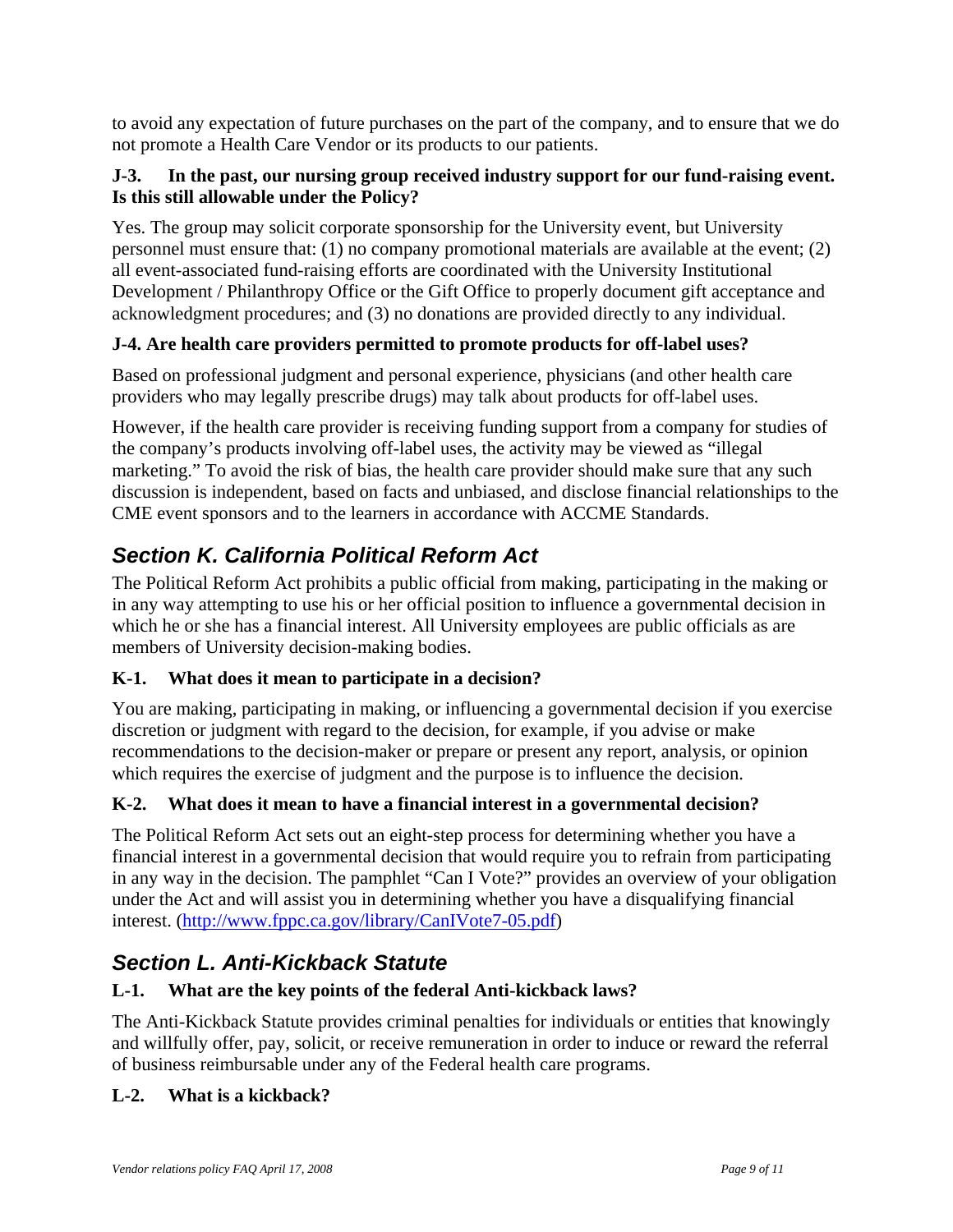to avoid any expectation of future purchases on the part of the company, and to ensure that we do not promote a Health Care Vendor or its products to our patients.

**J-3. In the past, our nursing group received industry support for our fund-raising event. Is this still allowable under the Policy?**

Yes. The group may solicit corporate sponsorship for the University event, but University personnel must ensure that: (1) no company promotional materials are available at the event; (2) all event-associated fund-raising efforts are coordinated with the University Institutional Development / Philanthropy Office or the Gift Office to properly document gift acceptance and acknowledgment procedures; and (3) no donations are provided directly to any individual.

**J-4. Are health care providers permitted to promote products for off-label uses?**

Based on professional judgment and personal experience, physicians (and other health care providers who may legally prescribe drugs) may talk about products for off-label uses.

However, if the health care provider is receiving funding support from a company for studies of the company's products involving off-label uses, the activity may be viewed as "illegal marketing." To avoid the risk of bias, the health care provider should make sure that any such discussion is independent, based on facts and unbiased, and disclose financial relationships to the CME event sponsors and to the learners in accordance with ACCME Standards.

## *Section K. California Political Reform Act*

The Political Reform Act prohibits a public official from making, participating in the making or in any way attempting to use his or her official position to influence a governmental decision in which he or she has a financial interest. All University employees are public officials as are members of University decision-making bodies.

**K-1. What does it mean to participate in a decision?**

You are making, participating in making, or influencing a governmental decision if you exercise discretion or judgment with regard to the decision, for example, if you advise or make recommendations to the decision-maker or prepare or present any report, analysis, or opinion which requires the exercise of judgment and the purpose is to influence the decision.

**K-2. What does it mean to have a financial interest in a governmental decision?**

The Political Reform Act sets out an eight-step process for determining whether you have a financial interest in a governmental decision that would require you to refrain from participating in any way in the decision. The pamphlet "Can I Vote?" provides an overview of your obligation under the Act and will assist you in determining whether you have a disqualifying financial interest. (http://www.fppc.ca.gov/library/CanIVote7-05.pdf)

## *Section L. Anti-Kickback Statute*

**L-1. What are the key points of the federal Anti-kickback laws?**

The Anti-Kickback Statute provides criminal penalties for individuals or entities that knowingly and willfully offer, pay, solicit, or receive remuneration in order to induce or reward the referral of business reimbursable under any of the Federal health care programs.

**L-2. What is a kickback?**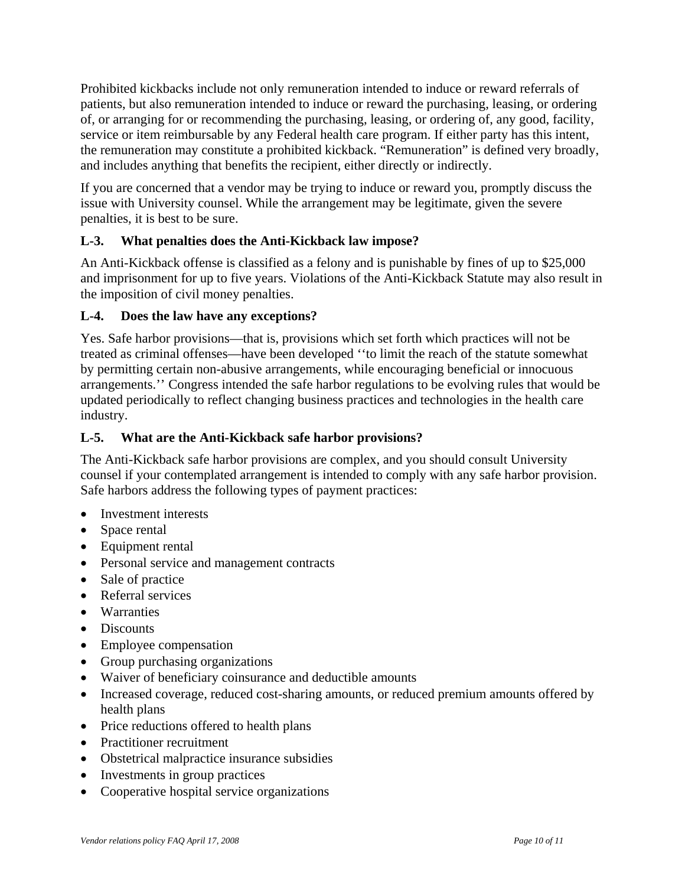Prohibited kickbacks include not only remuneration intended to induce or reward referrals of patients, but also remuneration intended to induce or reward the purchasing, leasing, or ordering of, or arranging for or recommending the purchasing, leasing, or ordering of, any good, facility, service or item reimbursable by any Federal health care program. If either party has this intent, the remuneration may constitute a prohibited kickback. "Remuneration" is defined very broadly, and includes anything that benefits the recipient, either directly or indirectly.

If you are concerned that a vendor may be trying to induce or reward you, promptly discuss the issue with University counsel. While the arrangement may be legitimate, given the severe penalties, it is best to be sure.

### L-3. What penalties does the Anti-Kickback law impose?

An Anti-Kickback offense is classified as a felony and is punishable by fines of up to $25,000 and imprisonment for up to five years. Violations of the Anti-Kickback Statute may also result in the imposition of civil money penalties.

### L-4. Does the law have any exceptions?

Yes. Safe harbor provisions—that is, provisions which set forth which practices will not be treated as criminal offenses—have been developed ''to limit the reach of the statute somewhat by permitting certain non-abusive arrangements, while encouraging beneficial or innocuous arrangements.'' Congress intended the safe harbor regulations to be evolving rules that would be updated periodically to reflect changing business practices and technologies in the health care industry.

### L-5. What are the Anti-Kickback safe harbor provisions?

The Anti-Kickback safe harbor provisions are complex, and you should consult University counsel if your contemplated arrangement is intended to comply with any safe harbor provision. Safe harbors address the following types of payment practices:

- Investment interests
- Space rental
- Equipment rental
- Personal service and management contracts
- Sale of practice
- Referral services
- Warranties
- Discounts
- Employee compensation
- Group purchasing organizations
- Waiver of beneficiary coinsurance and deductible amounts
- Increased coverage, reduced cost-sharing amounts, or reduced premium amounts offered by health plans
- Price reductions offered to health plans
- Practitioner recruitment
- Obstetrical malpractice insurance subsidies
- Investments in group practices
- Cooperative hospital service organizations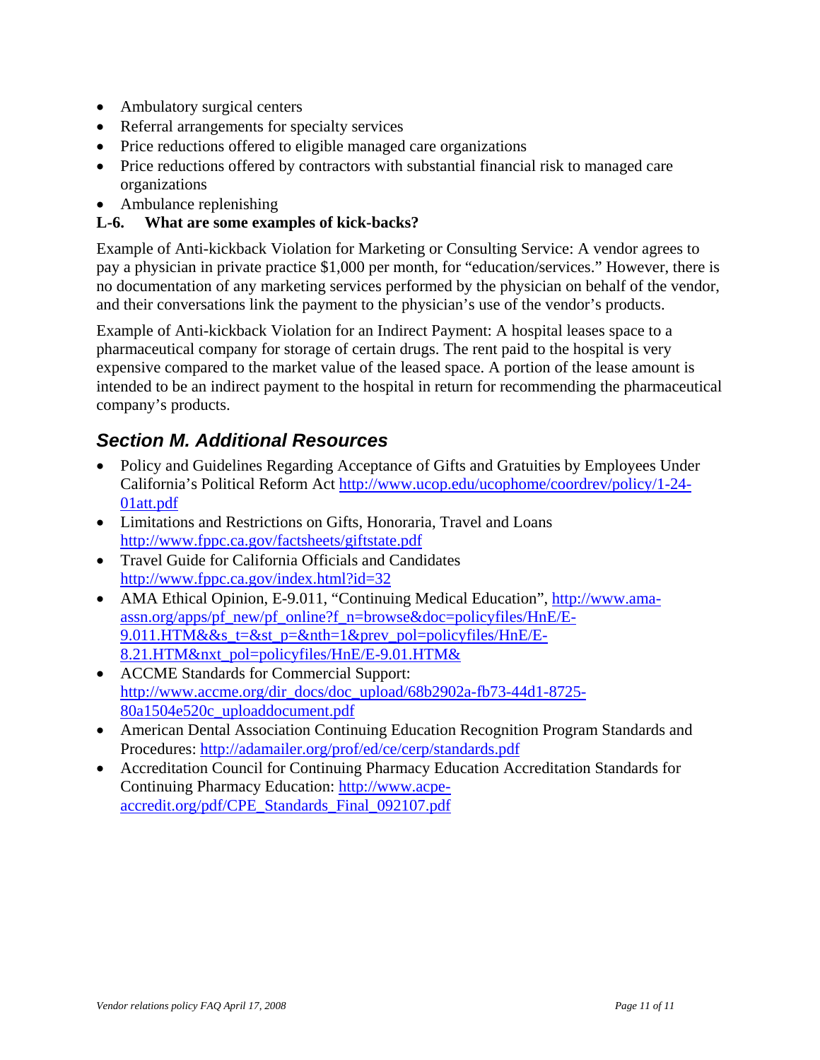- Ambulatory surgical centers
- Referral arrangements for specialty services
- Price reductions offered to eligible managed care organizations
- Price reductions offered by contractors with substantial financial risk to managed care organizations
- Ambulance replenishing

**L-6. What are some examples of kick-backs?**

Example of Anti-kickback Violation for Marketing or Consulting Service: A vendor agrees to pay a physician in private practice $1,000 per month, for "education/services." However, there is no documentation of any marketing services performed by the physician on behalf of the vendor, and their conversations link the payment to the physician's use of the vendor's products.

Example of Anti-kickback Violation for an Indirect Payment: A hospital leases space to a pharmaceutical company for storage of certain drugs. The rent paid to the hospital is very expensive compared to the market value of the leased space. A portion of the lease amount is intended to be an indirect payment to the hospital in return for recommending the pharmaceutical company's products.

## *Section M. Additional Resources*

- Policy and Guidelines Regarding Acceptance of Gifts and Gratuities by Employees Under California's Political Reform Act http://www.ucop.edu/ucophome/coordrev/policy/1-24-01att.pdf
- Limitations and Restrictions on Gifts, Honoraria, Travel and Loans http://www.fppc.ca.gov/factsheets/giftstate.pdf
- Travel Guide for California Officials and Candidates http://www.fppc.ca.gov/index.html?id=32
- AMA Ethical Opinion, E-9.011, "Continuing Medical Education", http://www.ama-assn.org/apps/pf_new/pf_online?f_n=browse&doc=policyfiles/HnE/E-9.011.HTM&&s_t=&st_p=&nth=1&prev_pol=policyfiles/HnE/E-8.21.HTM&nxt_pol=policyfiles/HnE/E-9.01.HTM&
- ACCME Standards for Commercial Support: http://www.accme.org/dir_docs/doc_upload/68b2902a-fb73-44d1-8725-80a1504e520c_uploaddocument.pdf
- American Dental Association Continuing Education Recognition Program Standards and Procedures: http://adamailer.org/prof/ed/ce/cerp/standards.pdf
- Accreditation Council for Continuing Pharmacy Education Accreditation Standards for Continuing Pharmacy Education: http://www.acpe-accredit.org/pdf/CPE_Standards_Final_092107.pdf